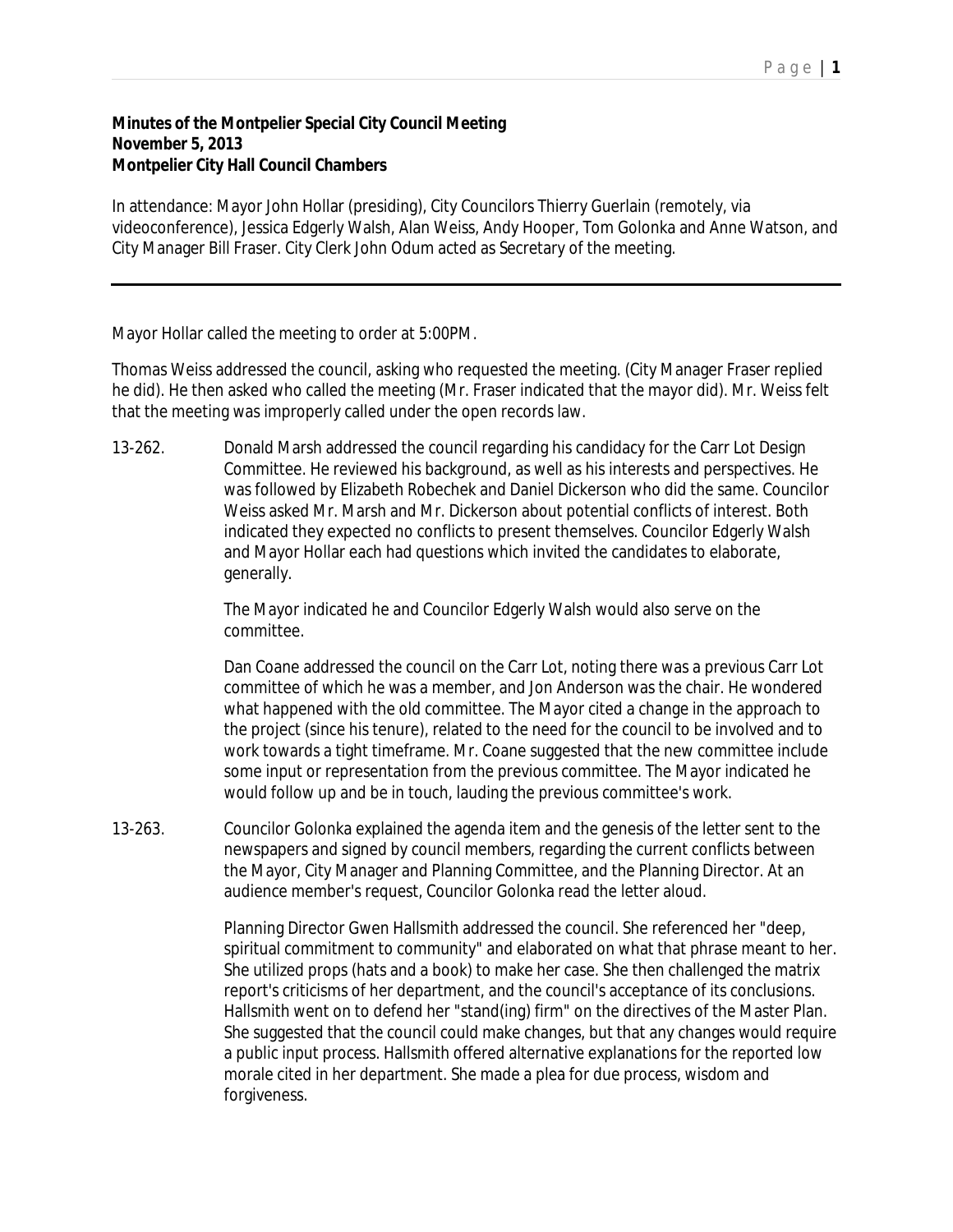**Minutes of the Montpelier Special City Council Meeting**
**November 5, 2013**
**Montpelier City Hall Council Chambers**

In attendance: Mayor John Hollar (presiding), City Councilors Thierry Guerlain (remotely, via videoconference), Jessica Edgerly Walsh, Alan Weiss, Andy Hooper, Tom Golonka and Anne Watson, and City Manager Bill Fraser. City Clerk John Odum acted as Secretary of the meeting.

---

Mayor Hollar called the meeting to order at 5:00PM.

Thomas Weiss addressed the council, asking who requested the meeting. (City Manager Fraser replied he did). He then asked who called the meeting (Mr. Fraser indicated that the mayor did). Mr. Weiss felt that the meeting was improperly called under the open records law.

13-262. Donald Marsh addressed the council regarding his candidacy for the Carr Lot Design Committee. He reviewed his background, as well as his interests and perspectives. He was followed by Elizabeth Robechek and Daniel Dickerson who did the same. Councilor Weiss asked Mr. Marsh and Mr. Dickerson about potential conflicts of interest. Both indicated they expected no conflicts to present themselves. Councilor Edgerly Walsh and Mayor Hollar each had questions which invited the candidates to elaborate, generally.

The Mayor indicated he and Councilor Edgerly Walsh would also serve on the committee.

Dan Coane addressed the council on the Carr Lot, noting there was a previous Carr Lot committee of which he was a member, and Jon Anderson was the chair. He wondered what happened with the old committee. The Mayor cited a change in the approach to the project (since his tenure), related to the need for the council to be involved and to work towards a tight timeframe. Mr. Coane suggested that the new committee include some input or representation from the previous committee. The Mayor indicated he would follow up and be in touch, lauding the previous committee's work.

13-263. Councilor Golonka explained the agenda item and the genesis of the letter sent to the newspapers and signed by council members, regarding the current conflicts between the Mayor, City Manager and Planning Committee, and the Planning Director. At an audience member's request, Councilor Golonka read the letter aloud.

Planning Director Gwen Hallsmith addressed the council. She referenced her "deep, spiritual commitment to community" and elaborated on what that phrase meant to her. She utilized props (hats and a book) to make her case. She then challenged the matrix report's criticisms of her department, and the council's acceptance of its conclusions. Hallsmith went on to defend her "stand(ing) firm" on the directives of the Master Plan. She suggested that the council could make changes, but that any changes would require a public input process. Hallsmith offered alternative explanations for the reported low morale cited in her department. She made a plea for due process, wisdom and forgiveness.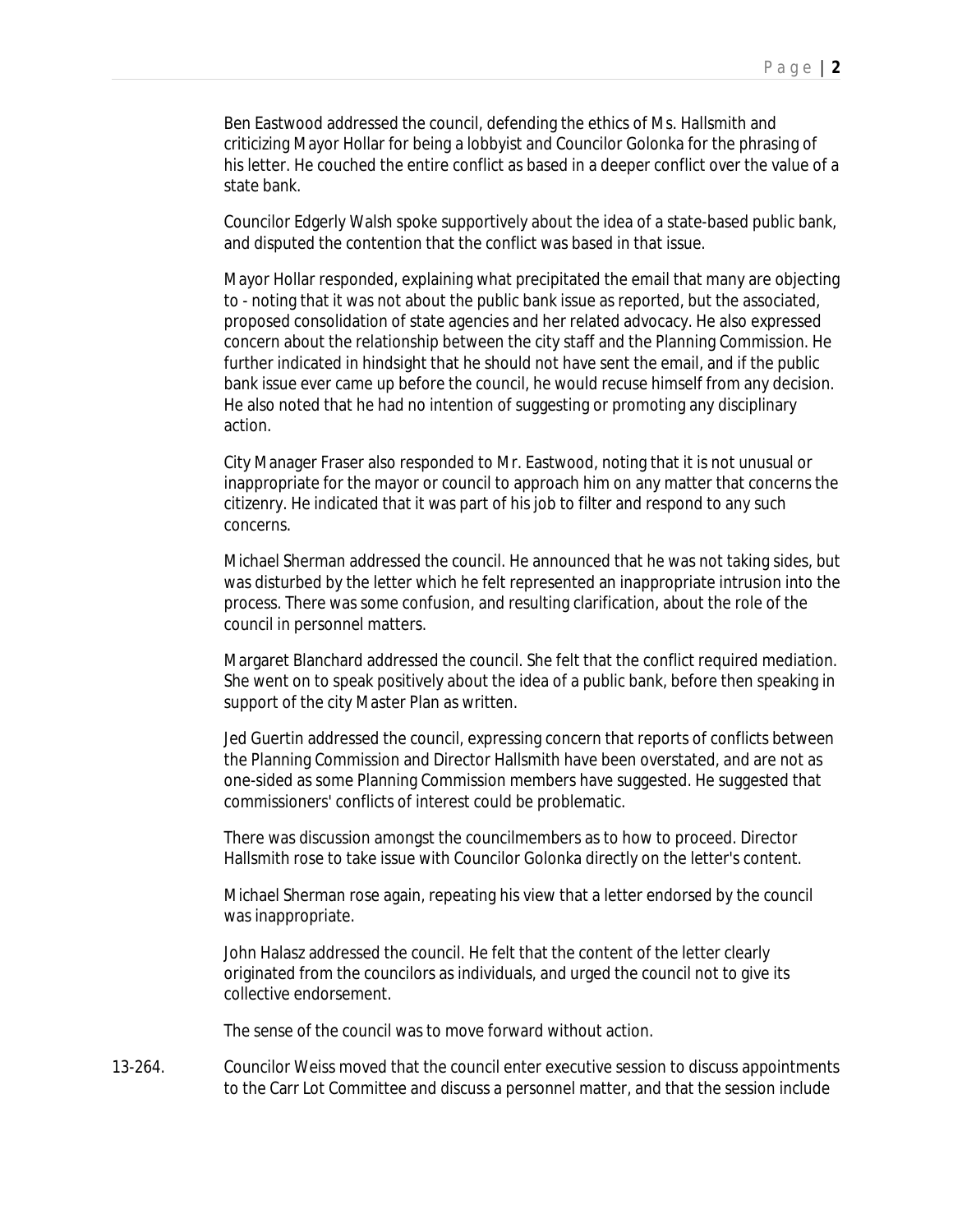Ben Eastwood addressed the council, defending the ethics of Ms. Hallsmith and criticizing Mayor Hollar for being a lobbyist and Councilor Golonka for the phrasing of his letter. He couched the entire conflict as based in a deeper conflict over the value of a state bank.

Councilor Edgerly Walsh spoke supportively about the idea of a state-based public bank, and disputed the contention that the conflict was based in that issue.

Mayor Hollar responded, explaining what precipitated the email that many are objecting to - noting that it was not about the public bank issue as reported, but the associated, proposed consolidation of state agencies and her related advocacy. He also expressed concern about the relationship between the city staff and the Planning Commission. He further indicated in hindsight that he should not have sent the email, and if the public bank issue ever came up before the council, he would recuse himself from any decision. He also noted that he had no intention of suggesting or promoting any disciplinary action.

City Manager Fraser also responded to Mr. Eastwood, noting that it is not unusual or inappropriate for the mayor or council to approach him on any matter that concerns the citizenry. He indicated that it was part of his job to filter and respond to any such concerns.

Michael Sherman addressed the council. He announced that he was not taking sides, but was disturbed by the letter which he felt represented an inappropriate intrusion into the process. There was some confusion, and resulting clarification, about the role of the council in personnel matters.

Margaret Blanchard addressed the council. She felt that the conflict required mediation. She went on to speak positively about the idea of a public bank, before then speaking in support of the city Master Plan as written.

Jed Guertin addressed the council, expressing concern that reports of conflicts between the Planning Commission and Director Hallsmith have been overstated, and are not as one-sided as some Planning Commission members have suggested. He suggested that commissioners' conflicts of interest could be problematic.

There was discussion amongst the councilmembers as to how to proceed. Director Hallsmith rose to take issue with Councilor Golonka directly on the letter's content.

Michael Sherman rose again, repeating his view that a letter endorsed by the council was inappropriate.

John Halasz addressed the council. He felt that the content of the letter clearly originated from the councilors as individuals, and urged the council not to give its collective endorsement.

The sense of the council was to move forward without action.

13-264. Councilor Weiss moved that the council enter executive session to discuss appointments to the Carr Lot Committee and discuss a personnel matter, and that the session include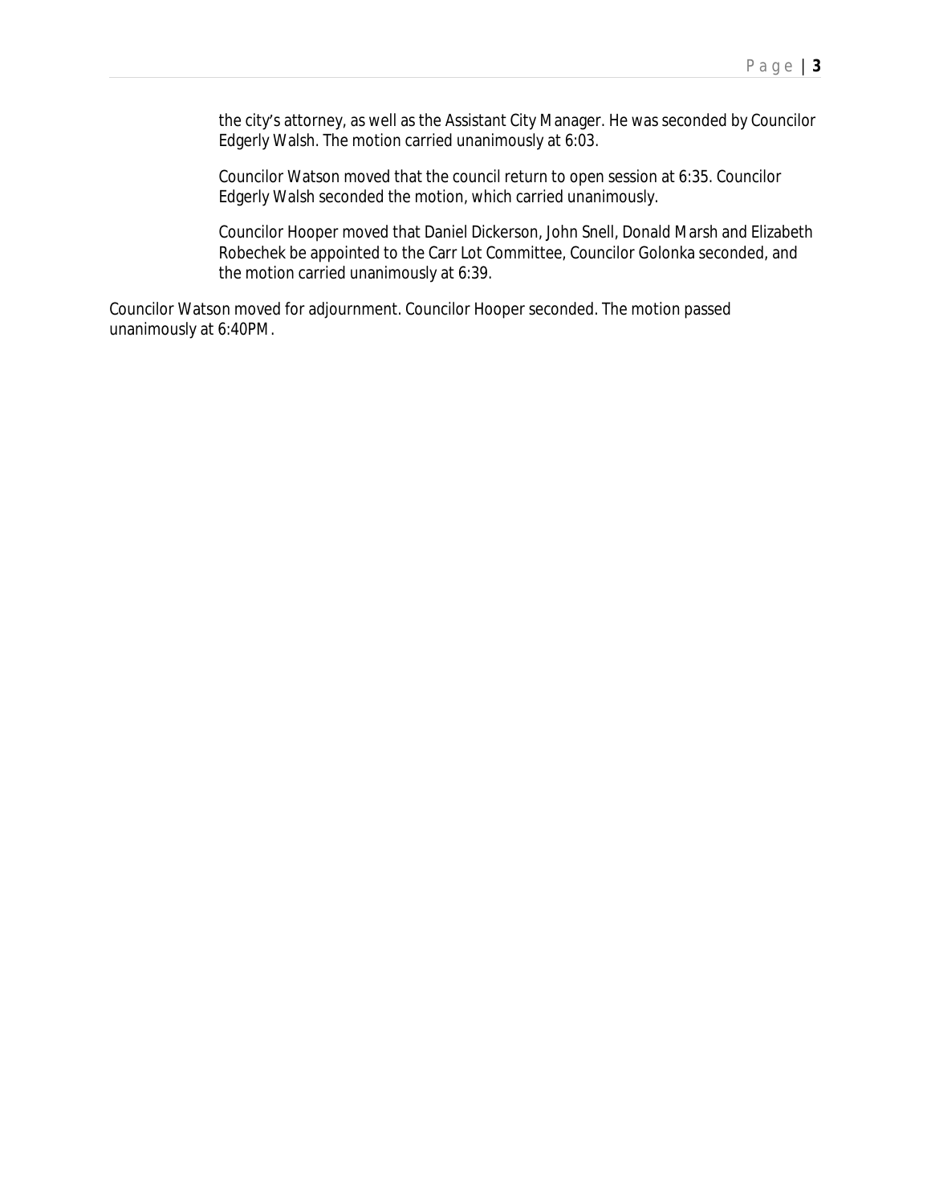the city's attorney, as well as the Assistant City Manager. He was seconded by Councilor Edgerly Walsh. The motion carried unanimously at 6:03.

Councilor Watson moved that the council return to open session at 6:35. Councilor Edgerly Walsh seconded the motion, which carried unanimously.

Councilor Hooper moved that Daniel Dickerson, John Snell, Donald Marsh and Elizabeth Robechek be appointed to the Carr Lot Committee, Councilor Golonka seconded, and the motion carried unanimously at 6:39.

Councilor Watson moved for adjournment. Councilor Hooper seconded. The motion passed unanimously at 6:40PM.